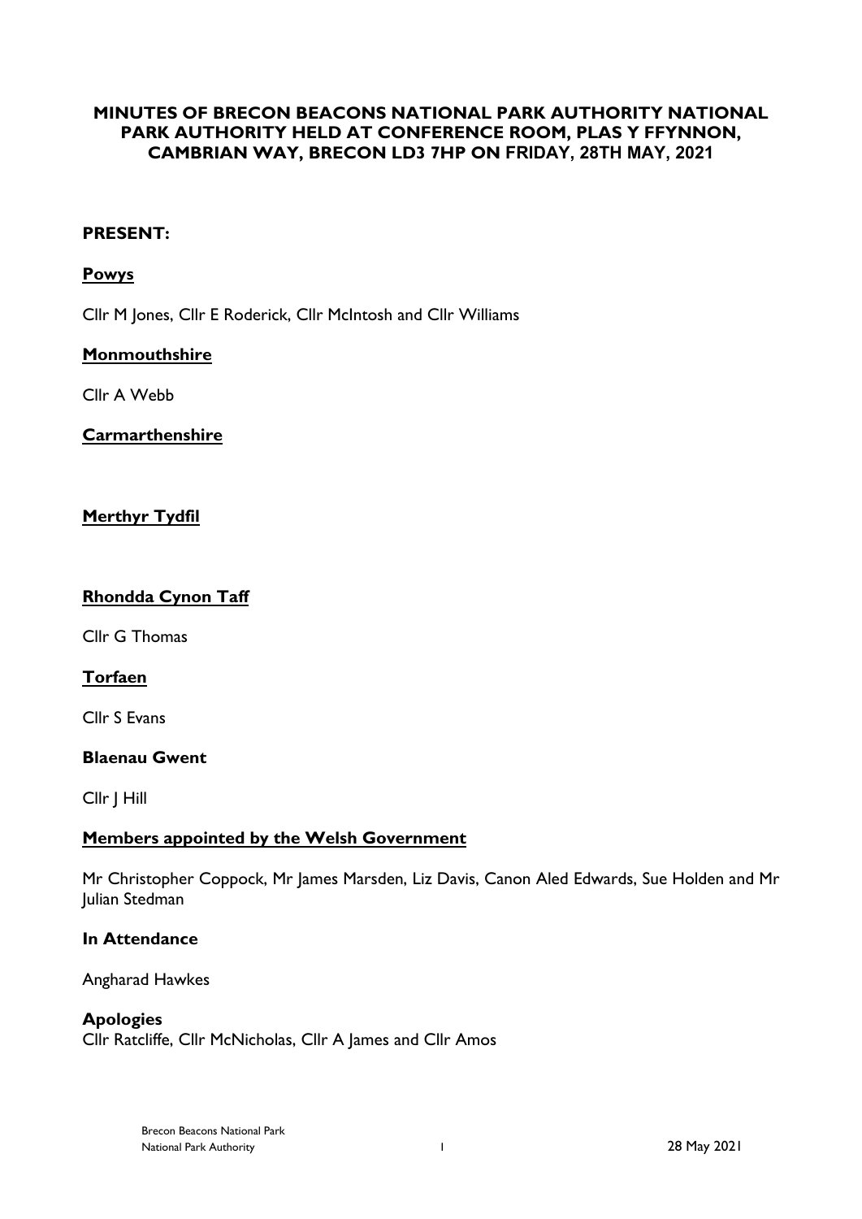# MINUTES OF BRECON BEACONS NATIONAL PARK AUTHORITY NATIONAL PARK AUTHORITY HELD AT CONFERENCE ROOM, PLAS Y FFYNNON, CAMBRIAN WAY, BRECON LD3 7HP ON FRIDAY, 28TH MAY, 2021

**PRESENT:**

**Powys**

Cllr M Jones, Cllr E Roderick, Cllr McIntosh and Cllr Williams

**Monmouthshire**

Cllr A Webb

**Carmarthenshire**

**Merthyr Tydfil**

**Rhondda Cynon Taff**

Cllr G Thomas

**Torfaen**

Cllr S Evans

**Blaenau Gwent**

Cllr J Hill

**Members appointed by the Welsh Government**

Mr Christopher Coppock, Mr James Marsden, Liz Davis, Canon Aled Edwards, Sue Holden and Mr Julian Stedman

**In Attendance**

Angharad Hawkes

**Apologies**

Cllr Ratcliffe, Cllr McNicholas, Cllr A James and Cllr Amos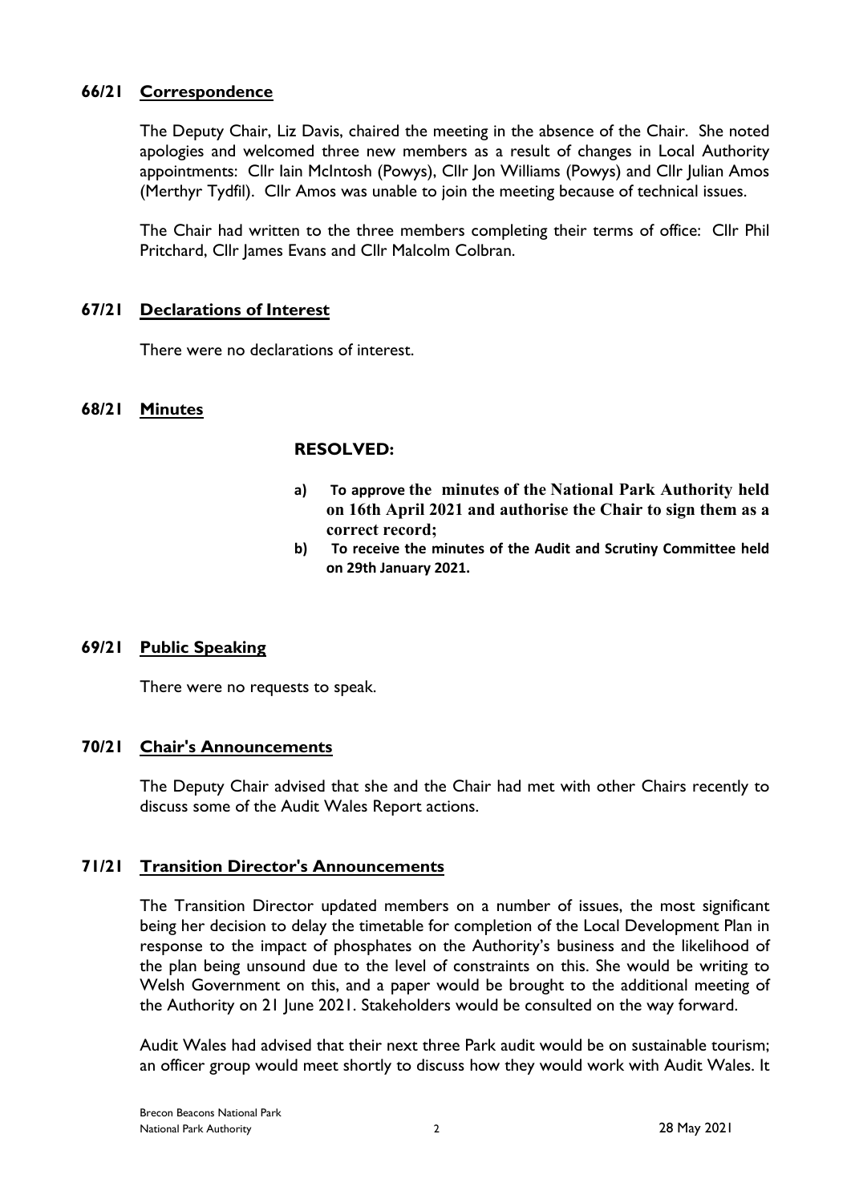### 66/21 **Correspondence**

The Deputy Chair, Liz Davis, chaired the meeting in the absence of the Chair. She noted apologies and welcomed three new members as a result of changes in Local Authority appointments: Cllr Iain McIntosh (Powys), Cllr Jon Williams (Powys) and Cllr Julian Amos (Merthyr Tydfil). Cllr Amos was unable to join the meeting because of technical issues.

The Chair had written to the three members completing their terms of office: Cllr Phil Pritchard, Cllr James Evans and Cllr Malcolm Colbran.

### 67/21 **Declarations of Interest**

There were no declarations of interest.

### 68/21 **Minutes**

**RESOLVED:**

- **a) To approve the minutes of the National Park Authority held on 16th April 2021 and authorise the Chair to sign them as a correct record;**
- **b) To receive the minutes of the Audit and Scrutiny Committee held on 29th January 2021.**

### 69/21 **Public Speaking**

There were no requests to speak.

### 70/21 **Chair's Announcements**

The Deputy Chair advised that she and the Chair had met with other Chairs recently to discuss some of the Audit Wales Report actions.

### 71/21 **Transition Director's Announcements**

The Transition Director updated members on a number of issues, the most significant being her decision to delay the timetable for completion of the Local Development Plan in response to the impact of phosphates on the Authority's business and the likelihood of the plan being unsound due to the level of constraints on this. She would be writing to Welsh Government on this, and a paper would be brought to the additional meeting of the Authority on 21 June 2021. Stakeholders would be consulted on the way forward.

Audit Wales had advised that their next three Park audit would be on sustainable tourism; an officer group would meet shortly to discuss how they would work with Audit Wales. It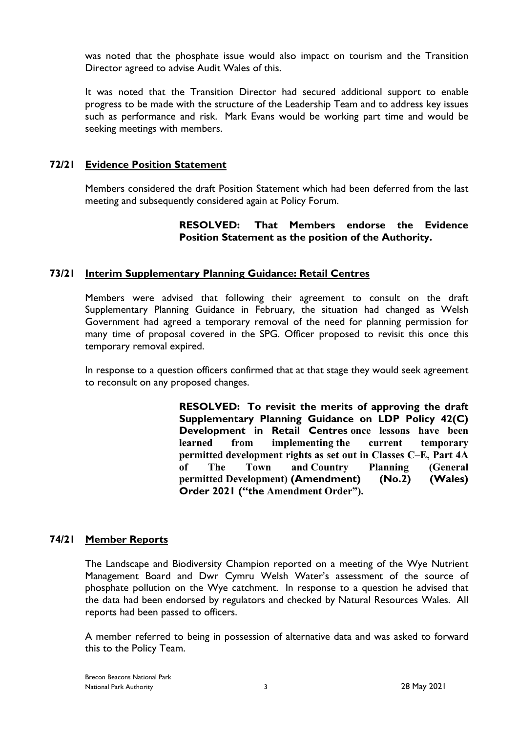was noted that the phosphate issue would also impact on tourism and the Transition Director agreed to advise Audit Wales of this.

It was noted that the Transition Director had secured additional support to enable progress to be made with the structure of the Leadership Team and to address key issues such as performance and risk. Mark Evans would be working part time and would be seeking meetings with members.

## 72/21 Evidence Position Statement

Members considered the draft Position Statement which had been deferred from the last meeting and subsequently considered again at Policy Forum.

> **RESOLVED: That Members endorse the Evidence Position Statement as the position of the Authority.**

## 73/21 Interim Supplementary Planning Guidance: Retail Centres

Members were advised that following their agreement to consult on the draft Supplementary Planning Guidance in February, the situation had changed as Welsh Government had agreed a temporary removal of the need for planning permission for many time of proposal covered in the SPG. Officer proposed to revisit this once this temporary removal expired.

In response to a question officers confirmed that at that stage they would seek agreement to reconsult on any proposed changes.

> **RESOLVED: To revisit the merits of approving the draft Supplementary Planning Guidance on LDP Policy 42(C) Development in Retail Centres once lessons have been learned from implementing the current temporary permitted development rights as set out in Classes C–E, Part 4A of The Town and Country Planning (General permitted Development) (Amendment) (No.2) (Wales) Order 2021 ("the Amendment Order").**

## 74/21 Member Reports

The Landscape and Biodiversity Champion reported on a meeting of the Wye Nutrient Management Board and Dwr Cymru Welsh Water's assessment of the source of phosphate pollution on the Wye catchment. In response to a question he advised that the data had been endorsed by regulators and checked by Natural Resources Wales. All reports had been passed to officers.

A member referred to being in possession of alternative data and was asked to forward this to the Policy Team.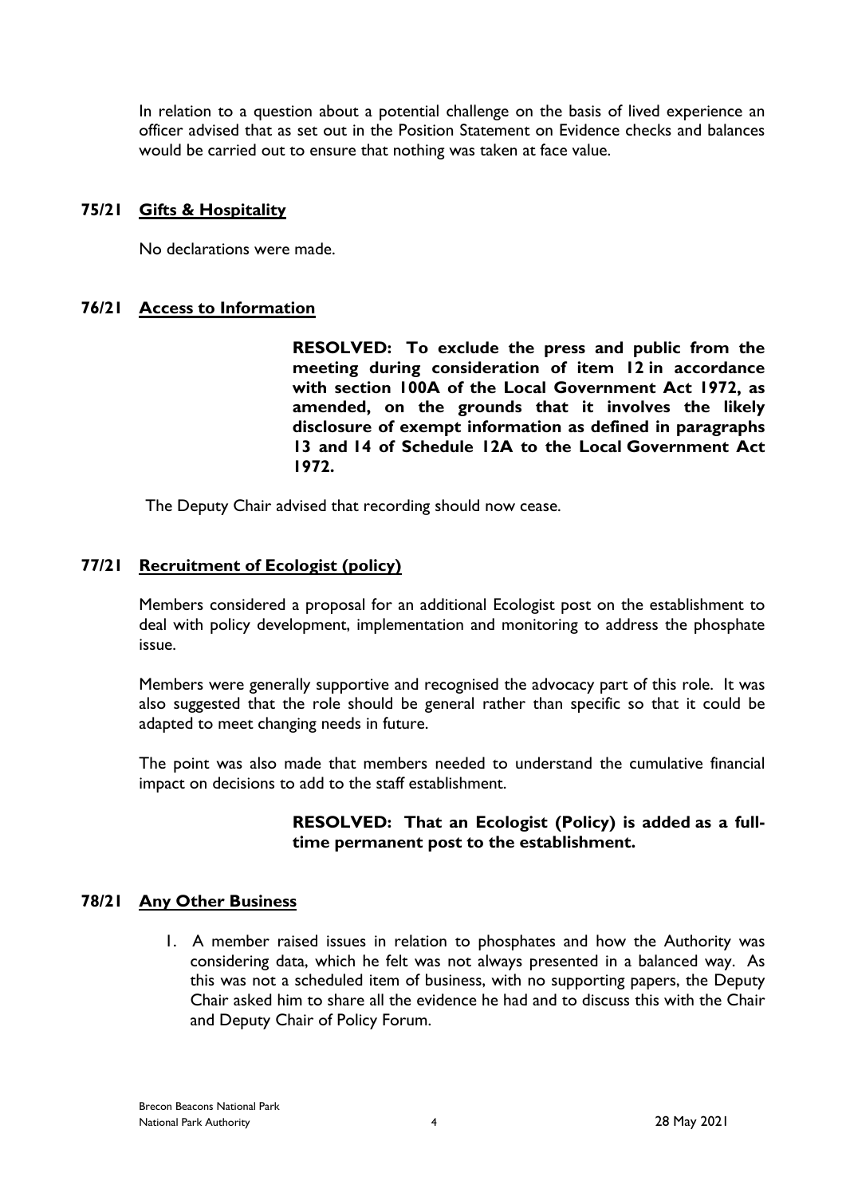In relation to a question about a potential challenge on the basis of lived experience an officer advised that as set out in the Position Statement on Evidence checks and balances would be carried out to ensure that nothing was taken at face value.

## 75/21 Gifts & Hospitality

No declarations were made.

## 76/21 Access to Information

**RESOLVED: To exclude the press and public from the meeting during consideration of item 12 in accordance with section 100A of the Local Government Act 1972, as amended, on the grounds that it involves the likely disclosure of exempt information as defined in paragraphs 13 and 14 of Schedule 12A to the Local Government Act 1972.**

The Deputy Chair advised that recording should now cease.

## 77/21 Recruitment of Ecologist (policy)

Members considered a proposal for an additional Ecologist post on the establishment to deal with policy development, implementation and monitoring to address the phosphate issue.

Members were generally supportive and recognised the advocacy part of this role. It was also suggested that the role should be general rather than specific so that it could be adapted to meet changing needs in future.

The point was also made that members needed to understand the cumulative financial impact on decisions to add to the staff establishment.

**RESOLVED: That an Ecologist (Policy) is added as a full-time permanent post to the establishment.**

## 78/21 Any Other Business

1. A member raised issues in relation to phosphates and how the Authority was considering data, which he felt was not always presented in a balanced way. As this was not a scheduled item of business, with no supporting papers, the Deputy Chair asked him to share all the evidence he had and to discuss this with the Chair and Deputy Chair of Policy Forum.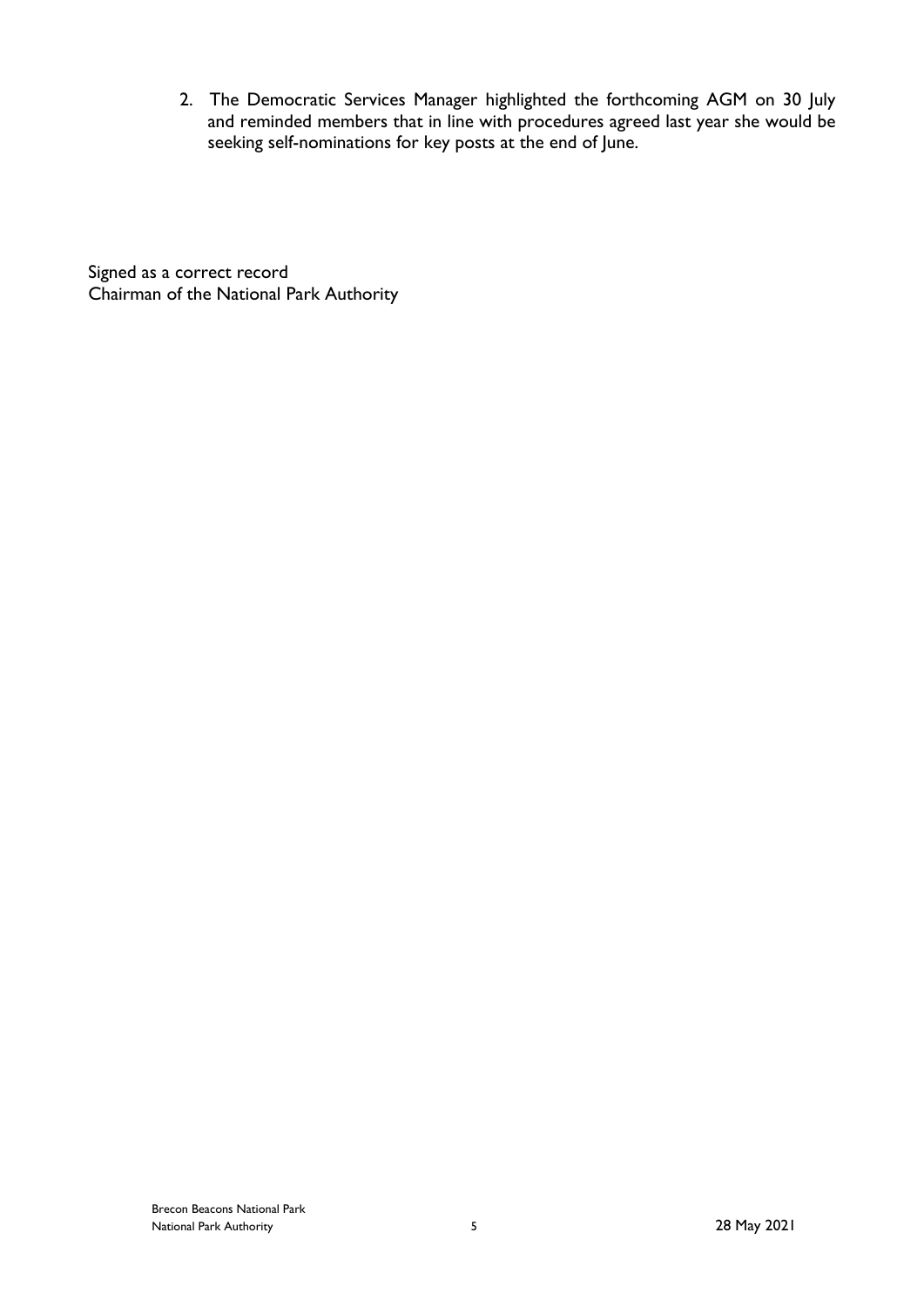2. The Democratic Services Manager highlighted the forthcoming AGM on 30 July and reminded members that in line with procedures agreed last year she would be seeking self-nominations for key posts at the end of June.

Signed as a correct record
Chairman of the National Park Authority